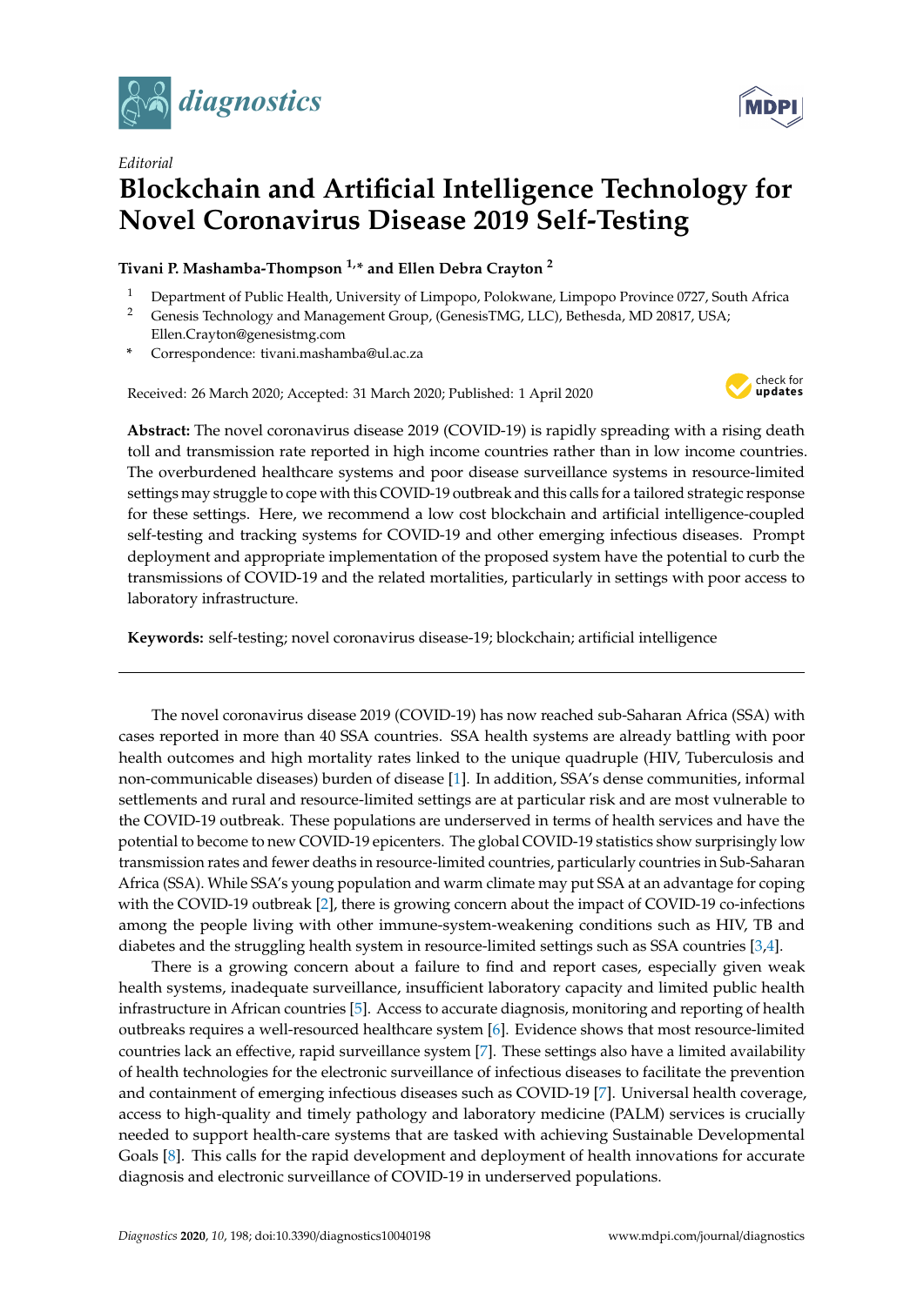*Editorial*

# Blockchain and Artificial Intelligence Technology for Novel Coronavirus Disease 2019 Self-Testing

**Tivani P. Mashamba-Thompson [1,*] and Ellen Debra Crayton [2]**

1. Department of Public Health, University of Limpopo, Polokwane, Limpopo Province 0727, South Africa
2. Genesis Technology and Management Group, (GenesisTMG, LLC), Bethesda, MD 20817, USA; Ellen.Crayton@genesistmg.com

\* Correspondence: tivani.mashamba@ul.ac.za

Received: 26 March 2020; Accepted: 31 March 2020; Published: 1 April 2020

**Abstract:** The novel coronavirus disease 2019 (COVID-19) is rapidly spreading with a rising death toll and transmission rate reported in high income countries rather than in low income countries. The overburdened healthcare systems and poor disease surveillance systems in resource-limited settings may struggle to cope with this COVID-19 outbreak and this calls for a tailored strategic response for these settings. Here, we recommend a low cost blockchain and artificial intelligence-coupled self-testing and tracking systems for COVID-19 and other emerging infectious diseases. Prompt deployment and appropriate implementation of the proposed system have the potential to curb the transmissions of COVID-19 and the related mortalities, particularly in settings with poor access to laboratory infrastructure.

**Keywords:** self-testing; novel coronavirus disease-19; blockchain; artificial intelligence

---

The novel coronavirus disease 2019 (COVID-19) has now reached sub-Saharan Africa (SSA) with cases reported in more than 40 SSA countries. SSA health systems are already battling with poor health outcomes and high mortality rates linked to the unique quadruple (HIV, Tuberculosis and non-communicable diseases) burden of disease [1]. In addition, SSA's dense communities, informal settlements and rural and resource-limited settings are at particular risk and are most vulnerable to the COVID-19 outbreak. These populations are underserved in terms of health services and have the potential to become to new COVID-19 epicenters. The global COVID-19 statistics show surprisingly low transmission rates and fewer deaths in resource-limited countries, particularly countries in Sub-Saharan Africa (SSA). While SSA's young population and warm climate may put SSA at an advantage for coping with the COVID-19 outbreak [2], there is growing concern about the impact of COVID-19 co-infections among the people living with other immune-system-weakening conditions such as HIV, TB and diabetes and the struggling health system in resource-limited settings such as SSA countries [3,4].

There is a growing concern about a failure to find and report cases, especially given weak health systems, inadequate surveillance, insufficient laboratory capacity and limited public health infrastructure in African countries [5]. Access to accurate diagnosis, monitoring and reporting of health outbreaks requires a well-resourced healthcare system [6]. Evidence shows that most resource-limited countries lack an effective, rapid surveillance system [7]. These settings also have a limited availability of health technologies for the electronic surveillance of infectious diseases to facilitate the prevention and containment of emerging infectious diseases such as COVID-19 [7]. Universal health coverage, access to high-quality and timely pathology and laboratory medicine (PALM) services is crucially needed to support health-care systems that are tasked with achieving Sustainable Developmental Goals [8]. This calls for the rapid development and deployment of health innovations for accurate diagnosis and electronic surveillance of COVID-19 in underserved populations.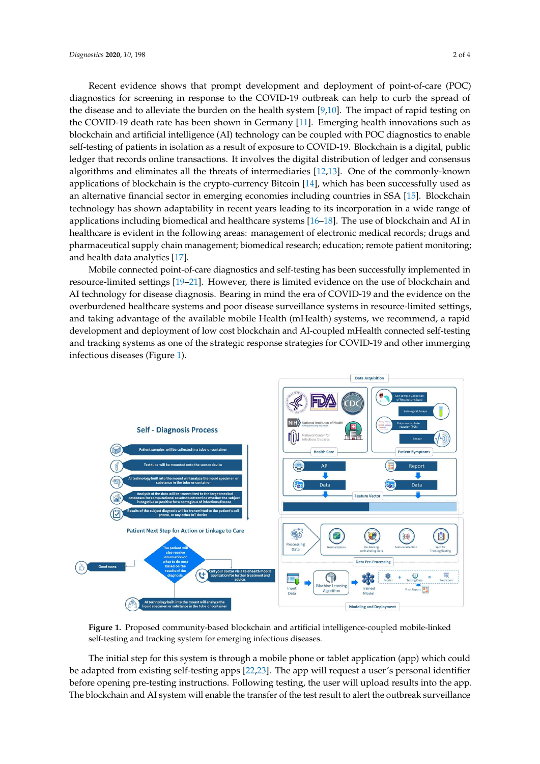Recent evidence shows that prompt development and deployment of point-of-care (POC) diagnostics for screening in response to the COVID-19 outbreak can help to curb the spread of the disease and to alleviate the burden on the health system [9,10]. The impact of rapid testing on the COVID-19 death rate has been shown in Germany [11]. Emerging health innovations such as blockchain and artificial intelligence (AI) technology can be coupled with POC diagnostics to enable self-testing of patients in isolation as a result of exposure to COVID-19. Blockchain is a digital, public ledger that records online transactions. It involves the digital distribution of ledger and consensus algorithms and eliminates all the threats of intermediaries [12,13]. One of the commonly-known applications of blockchain is the crypto-currency Bitcoin [14], which has been successfully used as an alternative financial sector in emerging economies including countries in SSA [15]. Blockchain technology has shown adaptability in recent years leading to its incorporation in a wide range of applications including biomedical and healthcare systems [16–18]. The use of blockchain and AI in healthcare is evident in the following areas: management of electronic medical records; drugs and pharmaceutical supply chain management; biomedical research; education; remote patient monitoring; and health data analytics [17].

Mobile connected point-of-care diagnostics and self-testing has been successfully implemented in resource-limited settings [19–21]. However, there is limited evidence on the use of blockchain and AI technology for disease diagnosis. Bearing in mind the era of COVID-19 and the evidence on the overburdened healthcare systems and poor disease surveillance systems in resource-limited settings, and taking advantage of the available mobile Health (mHealth) systems, we recommend, a rapid development and deployment of low cost blockchain and AI-coupled mHealth connected self-testing and tracking systems as one of the strategic response strategies for COVID-19 and other immerging infectious diseases (Figure 1).

**Figure 1.** Proposed community-based blockchain and artificial intelligence-coupled mobile-linked self-testing and tracking system for emerging infectious diseases.

The initial step for this system is through a mobile phone or tablet application (app) which could be adapted from existing self-testing apps [22,23]. The app will request a user's personal identifier before opening pre-testing instructions. Following testing, the user will upload results into the app. The blockchain and AI system will enable the transfer of the test result to alert the outbreak surveillance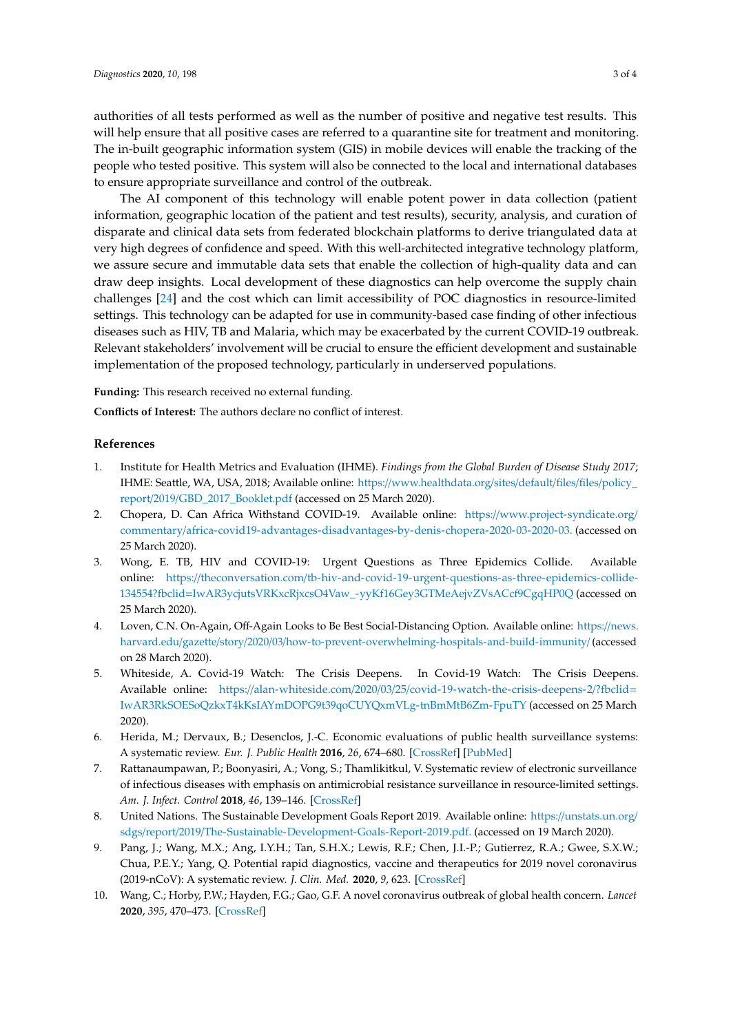authorities of all tests performed as well as the number of positive and negative test results. This will help ensure that all positive cases are referred to a quarantine site for treatment and monitoring. The in-built geographic information system (GIS) in mobile devices will enable the tracking of the people who tested positive. This system will also be connected to the local and international databases to ensure appropriate surveillance and control of the outbreak.

The AI component of this technology will enable potent power in data collection (patient information, geographic location of the patient and test results), security, analysis, and curation of disparate and clinical data sets from federated blockchain platforms to derive triangulated data at very high degrees of confidence and speed. With this well-architected integrative technology platform, we assure secure and immutable data sets that enable the collection of high-quality data and can draw deep insights. Local development of these diagnostics can help overcome the supply chain challenges [24] and the cost which can limit accessibility of POC diagnostics in resource-limited settings. This technology can be adapted for use in community-based case finding of other infectious diseases such as HIV, TB and Malaria, which may be exacerbated by the current COVID-19 outbreak. Relevant stakeholders' involvement will be crucial to ensure the efficient development and sustainable implementation of the proposed technology, particularly in underserved populations.

**Funding:** This research received no external funding.

**Conflicts of Interest:** The authors declare no conflict of interest.

## References

1. Institute for Health Metrics and Evaluation (IHME). *Findings from the Global Burden of Disease Study 2017*; IHME: Seattle, WA, USA, 2018; Available online: https://www.healthdata.org/sites/default/files/files/policy_report/2019/GBD_2017_Booklet.pdf (accessed on 25 March 2020).
2. Chopera, D. Can Africa Withstand COVID-19. Available online: https://www.project-syndicate.org/commentary/africa-covid19-advantages-disadvantages-by-denis-chopera-2020-03-2020-03. (accessed on 25 March 2020).
3. Wong, E. TB, HIV and COVID-19: Urgent Questions as Three Epidemics Collide. Available online: https://theconversation.com/tb-hiv-and-covid-19-urgent-questions-as-three-epidemics-collide-134554?fbclid=IwAR3ycjutsVRKxcRjxcsO4Vaw_-yyKf16Gey3GTMeAejvZVsACcf9CgqHP0Q (accessed on 25 March 2020).
4. Loven, C.N. On-Again, Off-Again Looks to Be Best Social-Distancing Option. Available online: https://news.harvard.edu/gazette/story/2020/03/how-to-prevent-overwhelming-hospitals-and-build-immunity/ (accessed on 28 March 2020).
5. Whiteside, A. Covid-19 Watch: The Crisis Deepens. In Covid-19 Watch: The Crisis Deepens. Available online: https://alan-whiteside.com/2020/03/25/covid-19-watch-the-crisis-deepens-2/?fbclid=IwAR3RkSOESoQzkxT4kKsIAYmDOPG9t39qoCUYQxmVLg-tnBmMtB6Zm-FpuTY (accessed on 25 March 2020).
6. Herida, M.; Dervaux, B.; Desenclos, J.-C. Economic evaluations of public health surveillance systems: A systematic review. *Eur. J. Public Health* **2016**, *26*, 674–680. [CrossRef] [PubMed]
7. Rattanaumpawan, P.; Boonyasiri, A.; Vong, S.; Thamlikitkul, V. Systematic review of electronic surveillance of infectious diseases with emphasis on antimicrobial resistance surveillance in resource-limited settings. *Am. J. Infect. Control* **2018**, *46*, 139–146. [CrossRef]
8. United Nations. The Sustainable Development Goals Report 2019. Available online: https://unstats.un.org/sdgs/report/2019/The-Sustainable-Development-Goals-Report-2019.pdf. (accessed on 19 March 2020).
9. Pang, J.; Wang, M.X.; Ang, I.Y.H.; Tan, S.H.X.; Lewis, R.F.; Chen, J.I.-P.; Gutierrez, R.A.; Gwee, S.X.W.; Chua, P.E.Y.; Yang, Q. Potential rapid diagnostics, vaccine and therapeutics for 2019 novel coronavirus (2019-nCoV): A systematic review. *J. Clin. Med.* **2020**, *9*, 623. [CrossRef]
10. Wang, C.; Horby, P.W.; Hayden, F.G.; Gao, G.F. A novel coronavirus outbreak of global health concern. *Lancet* **2020**, *395*, 470–473. [CrossRef]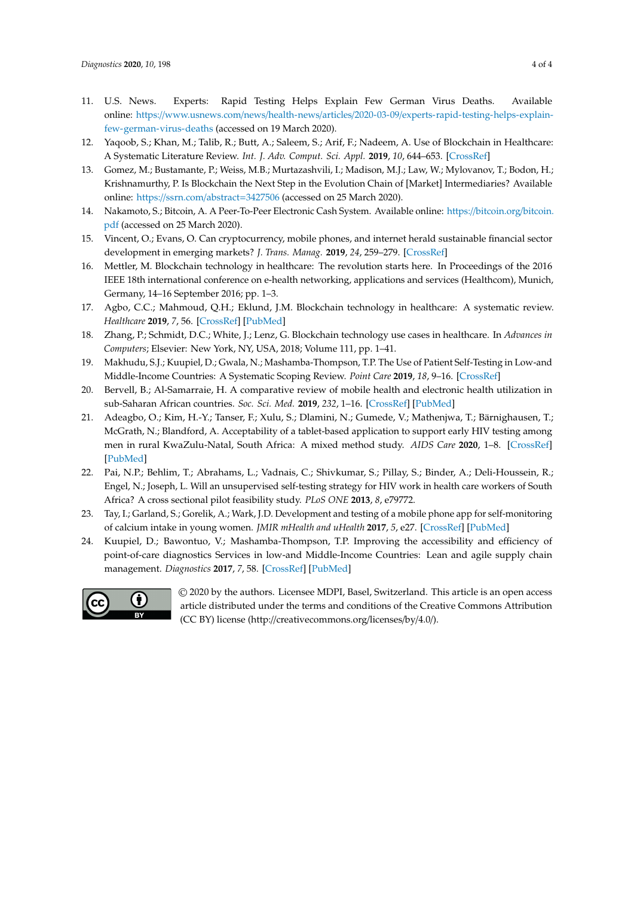11. U.S. News. Experts: Rapid Testing Helps Explain Few German Virus Deaths. Available online: https://www.usnews.com/news/health-news/articles/2020-03-09/experts-rapid-testing-helps-explain-few-german-virus-deaths (accessed on 19 March 2020).
12. Yaqoob, S.; Khan, M.; Talib, R.; Butt, A.; Saleem, S.; Arif, F.; Nadeem, A. Use of Blockchain in Healthcare: A Systematic Literature Review. *Int. J. Adv. Comput. Sci. Appl.* **2019**, *10*, 644–653. [CrossRef]
13. Gomez, M.; Bustamante, P.; Weiss, M.B.; Murtazashvili, I.; Madison, M.J.; Law, W.; Mylovanov, T.; Bodon, H.; Krishnamurthy, P. Is Blockchain the Next Step in the Evolution Chain of [Market] Intermediaries? Available online: https://ssrn.com/abstract=3427506 (accessed on 25 March 2020).
14. Nakamoto, S.; Bitcoin, A. A Peer-To-Peer Electronic Cash System. Available online: https://bitcoin.org/bitcoin.pdf (accessed on 25 March 2020).
15. Vincent, O.; Evans, O. Can cryptocurrency, mobile phones, and internet herald sustainable financial sector development in emerging markets? *J. Trans. Manag.* **2019**, *24*, 259–279. [CrossRef]
16. Mettler, M. Blockchain technology in healthcare: The revolution starts here. In Proceedings of the 2016 IEEE 18th international conference on e-health networking, applications and services (Healthcom), Munich, Germany, 14–16 September 2016; pp. 1–3.
17. Agbo, C.C.; Mahmoud, Q.H.; Eklund, J.M. Blockchain technology in healthcare: A systematic review. *Healthcare* **2019**, *7*, 56. [CrossRef] [PubMed]
18. Zhang, P.; Schmidt, D.C.; White, J.; Lenz, G. Blockchain technology use cases in healthcare. In *Advances in Computers*; Elsevier: New York, NY, USA, 2018; Volume 111, pp. 1–41.
19. Makhudu, S.J.; Kuupiel, D.; Gwala, N.; Mashamba-Thompson, T.P. The Use of Patient Self-Testing in Low-and Middle-Income Countries: A Systematic Scoping Review. *Point Care* **2019**, *18*, 9–16. [CrossRef]
20. Bervell, B.; Al-Samarraie, H. A comparative review of mobile health and electronic health utilization in sub-Saharan African countries. *Soc. Sci. Med.* **2019**, *232*, 1–16. [CrossRef] [PubMed]
21. Adeagbo, O.; Kim, H.-Y.; Tanser, F.; Xulu, S.; Dlamini, N.; Gumede, V.; Mathenjwa, T.; Bärnighausen, T.; McGrath, N.; Blandford, A. Acceptability of a tablet-based application to support early HIV testing among men in rural KwaZulu-Natal, South Africa: A mixed method study. *AIDS Care* **2020**, 1–8. [CrossRef] [PubMed]
22. Pai, N.P.; Behlim, T.; Abrahams, L.; Vadnais, C.; Shivkumar, S.; Pillay, S.; Binder, A.; Deli-Houssein, R.; Engel, N.; Joseph, L. Will an unsupervised self-testing strategy for HIV work in health care workers of South Africa? A cross sectional pilot feasibility study. *PLoS ONE* **2013**, *8*, e79772.
23. Tay, I.; Garland, S.; Gorelik, A.; Wark, J.D. Development and testing of a mobile phone app for self-monitoring of calcium intake in young women. *JMIR mHealth and uHealth* **2017**, *5*, e27. [CrossRef] [PubMed]
24. Kuupiel, D.; Bawontuo, V.; Mashamba-Thompson, T.P. Improving the accessibility and efficiency of point-of-care diagnostics Services in low-and Middle-Income Countries: Lean and agile supply chain management. *Diagnostics* **2017**, *7*, 58. [CrossRef] [PubMed]

© 2020 by the authors. Licensee MDPI, Basel, Switzerland. This article is an open access article distributed under the terms and conditions of the Creative Commons Attribution (CC BY) license (http://creativecommons.org/licenses/by/4.0/).